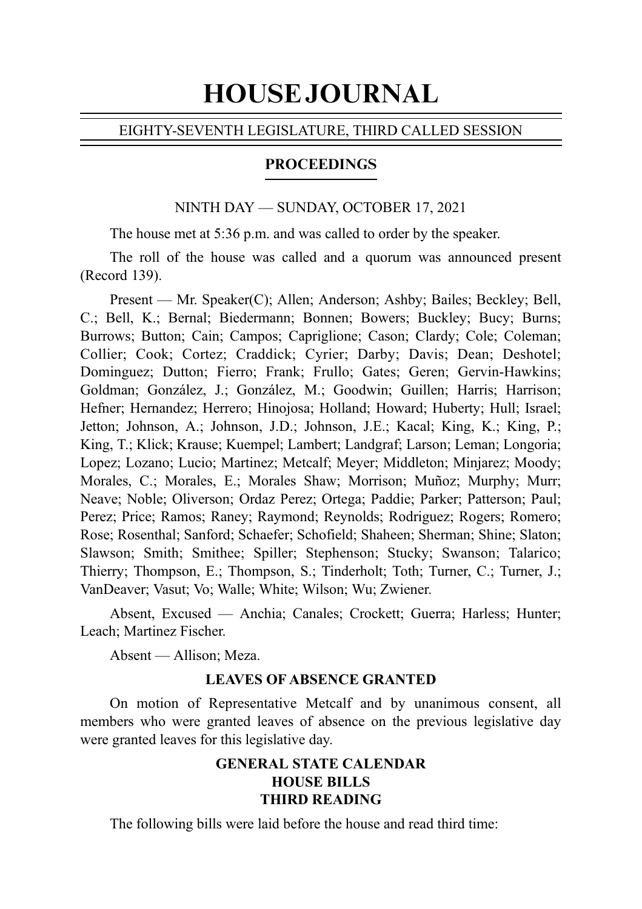# HOUSE JOURNAL

EIGHTY-SEVENTH LEGISLATURE, THIRD CALLED SESSION

## PROCEEDINGS

NINTH DAY — SUNDAY, OCTOBER 17, 2021

The house met at 5:36 p.m. and was called to order by the speaker.

The roll of the house was called and a quorum was announced present (Record 139).

Present — Mr. Speaker(C); Allen; Anderson; Ashby; Bailes; Beckley; Bell, C.; Bell, K.; Bernal; Biedermann; Bonnen; Bowers; Buckley; Bucy; Burns; Burrows; Button; Cain; Campos; Capriglione; Cason; Clardy; Cole; Coleman; Collier; Cook; Cortez; Craddick; Cyrier; Darby; Davis; Dean; Deshotel; Dominguez; Dutton; Fierro; Frank; Frullo; Gates; Geren; Gervin-Hawkins; Goldman; González, J.; González, M.; Goodwin; Guillen; Harris; Harrison; Hefner; Hernandez; Herrero; Hinojosa; Holland; Howard; Huberty; Hull; Israel; Jetton; Johnson, A.; Johnson, J.D.; Johnson, J.E.; Kacal; King, K.; King, P.; King, T.; Klick; Krause; Kuempel; Lambert; Landgraf; Larson; Leman; Longoria; Lopez; Lozano; Lucio; Martinez; Metcalf; Meyer; Middleton; Minjarez; Moody; Morales, C.; Morales, E.; Morales Shaw; Morrison; Muñoz; Murphy; Murr; Neave; Noble; Oliverson; Ordaz Perez; Ortega; Paddie; Parker; Patterson; Paul; Perez; Price; Ramos; Raney; Raymond; Reynolds; Rodriguez; Rogers; Romero; Rose; Rosenthal; Sanford; Schaefer; Schofield; Shaheen; Sherman; Shine; Slaton; Slawson; Smith; Smithee; Spiller; Stephenson; Stucky; Swanson; Talarico; Thierry; Thompson, E.; Thompson, S.; Tinderholt; Toth; Turner, C.; Turner, J.; VanDeaver; Vasut; Vo; Walle; White; Wilson; Wu; Zwiener.

Absent, Excused — Anchia; Canales; Crockett; Guerra; Harless; Hunter; Leach; Martinez Fischer.

Absent — Allison; Meza.

### LEAVES OF ABSENCE GRANTED

On motion of Representative Metcalf and by unanimous consent, all members who were granted leaves of absence on the previous legislative day were granted leaves for this legislative day.

### GENERAL STATE CALENDAR
### HOUSE BILLS
### THIRD READING

The following bills were laid before the house and read third time: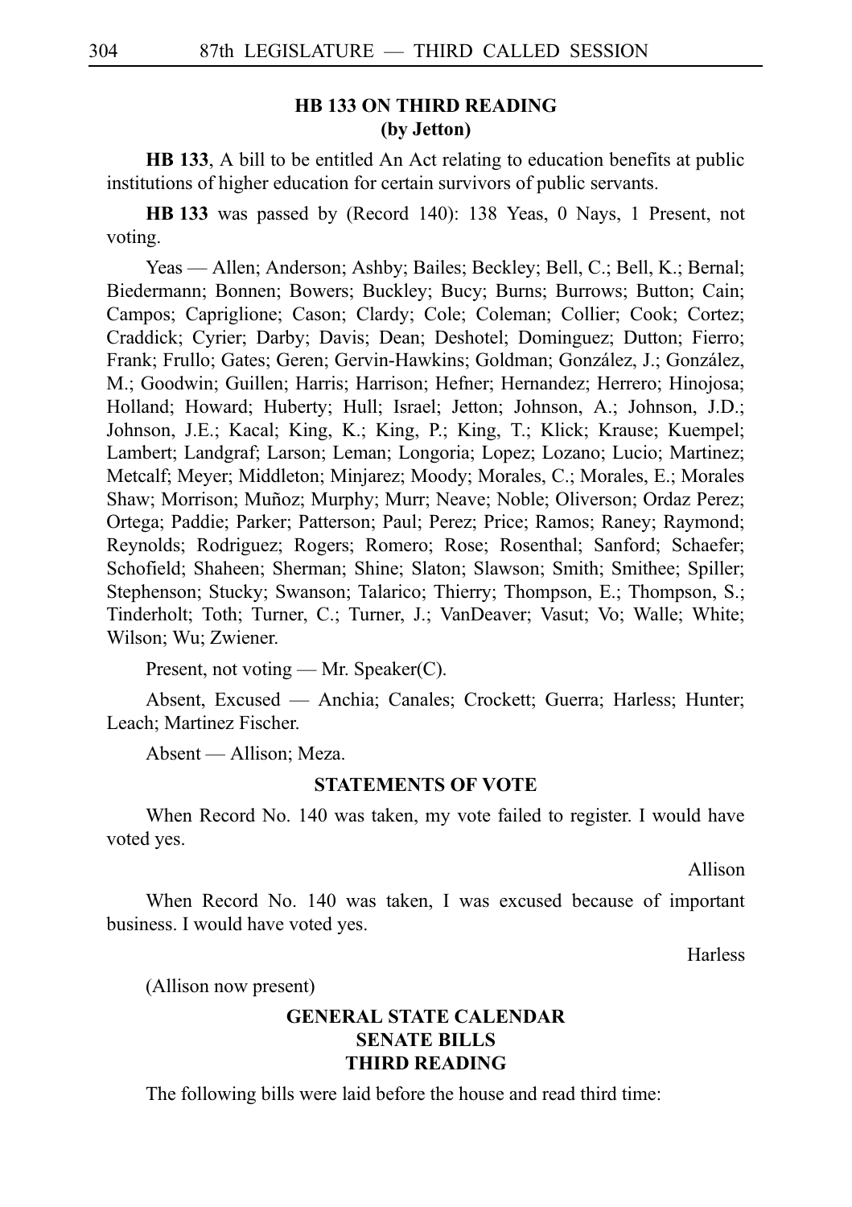## HB 133 ON THIRD READING
### (by Jetton)

**HB 133**, A bill to be entitled An Act relating to education benefits at public institutions of higher education for certain survivors of public servants.

**HB 133** was passed by (Record 140): 138 Yeas, 0 Nays, 1 Present, not voting.

Yeas — Allen; Anderson; Ashby; Bailes; Beckley; Bell, C.; Bell, K.; Bernal; Biedermann; Bonnen; Bowers; Buckley; Bucy; Burns; Burrows; Button; Cain; Campos; Capriglione; Cason; Clardy; Cole; Coleman; Collier; Cook; Cortez; Craddick; Cyrier; Darby; Davis; Dean; Deshotel; Dominguez; Dutton; Fierro; Frank; Frullo; Gates; Geren; Gervin-Hawkins; Goldman; González, J.; González, M.; Goodwin; Guillen; Harris; Harrison; Hefner; Hernandez; Herrero; Hinojosa; Holland; Howard; Huberty; Hull; Israel; Jetton; Johnson, A.; Johnson, J.D.; Johnson, J.E.; Kacal; King, K.; King, P.; King, T.; Klick; Krause; Kuempel; Lambert; Landgraf; Larson; Leman; Longoria; Lopez; Lozano; Lucio; Martinez; Metcalf; Meyer; Middleton; Minjarez; Moody; Morales, C.; Morales, E.; Morales Shaw; Morrison; Muñoz; Murphy; Murr; Neave; Noble; Oliverson; Ordaz Perez; Ortega; Paddie; Parker; Patterson; Paul; Perez; Price; Ramos; Raney; Raymond; Reynolds; Rodriguez; Rogers; Romero; Rose; Rosenthal; Sanford; Schaefer; Schofield; Shaheen; Sherman; Shine; Slaton; Slawson; Smith; Smithee; Spiller; Stephenson; Stucky; Swanson; Talarico; Thierry; Thompson, E.; Thompson, S.; Tinderholt; Toth; Turner, C.; Turner, J.; VanDeaver; Vasut; Vo; Walle; White; Wilson; Wu; Zwiener.

Present, not voting — Mr. Speaker(C).

Absent, Excused — Anchia; Canales; Crockett; Guerra; Harless; Hunter; Leach; Martinez Fischer.

Absent — Allison; Meza.

## STATEMENTS OF VOTE

When Record No. 140 was taken, my vote failed to register. I would have voted yes.

Allison

When Record No. 140 was taken, I was excused because of important business. I would have voted yes.

Harless

(Allison now present)

## GENERAL STATE CALENDAR
## SENATE BILLS
## THIRD READING

The following bills were laid before the house and read third time: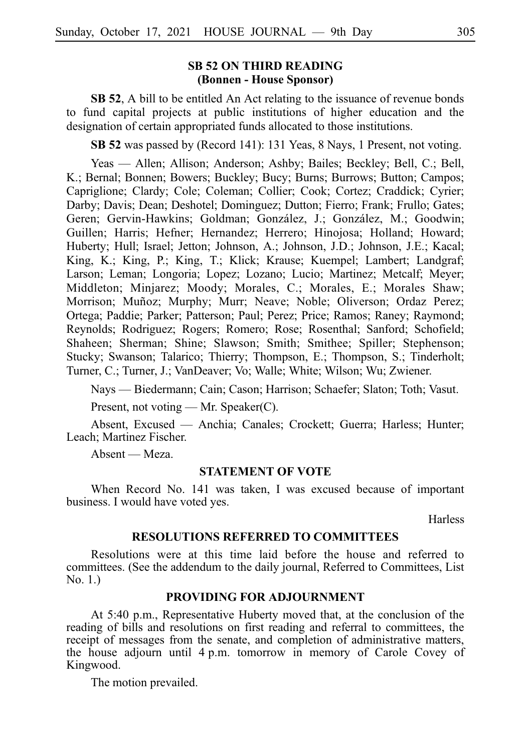## SB 52 ON THIRD READING
## (Bonnen - House Sponsor)

**SB 52**, A bill to be entitled An Act relating to the issuance of revenue bonds to fund capital projects at public institutions of higher education and the designation of certain appropriated funds allocated to those institutions.

**SB 52** was passed by (Record 141): 131 Yeas, 8 Nays, 1 Present, not voting.

Yeas — Allen; Allison; Anderson; Ashby; Bailes; Beckley; Bell, C.; Bell, K.; Bernal; Bonnen; Bowers; Buckley; Bucy; Burns; Burrows; Button; Campos; Capriglione; Clardy; Cole; Coleman; Collier; Cook; Cortez; Craddick; Cyrier; Darby; Davis; Dean; Deshotel; Dominguez; Dutton; Fierro; Frank; Frullo; Gates; Geren; Gervin-Hawkins; Goldman; González, J.; González, M.; Goodwin; Guillen; Harris; Hefner; Hernandez; Herrero; Hinojosa; Holland; Howard; Huberty; Hull; Israel; Jetton; Johnson, A.; Johnson, J.D.; Johnson, J.E.; Kacal; King, K.; King, P.; King, T.; Klick; Krause; Kuempel; Lambert; Landgraf; Larson; Leman; Longoria; Lopez; Lozano; Lucio; Martinez; Metcalf; Meyer; Middleton; Minjarez; Moody; Morales, C.; Morales, E.; Morales Shaw; Morrison; Muñoz; Murphy; Murr; Neave; Noble; Oliverson; Ordaz Perez; Ortega; Paddie; Parker; Patterson; Paul; Perez; Price; Ramos; Raney; Raymond; Reynolds; Rodriguez; Rogers; Romero; Rose; Rosenthal; Sanford; Schofield; Shaheen; Sherman; Shine; Slawson; Smith; Smithee; Spiller; Stephenson; Stucky; Swanson; Talarico; Thierry; Thompson, E.; Thompson, S.; Tinderholt; Turner, C.; Turner, J.; VanDeaver; Vo; Walle; White; Wilson; Wu; Zwiener.

Nays — Biedermann; Cain; Cason; Harrison; Schaefer; Slaton; Toth; Vasut.

Present, not voting — Mr. Speaker(C).

Absent, Excused — Anchia; Canales; Crockett; Guerra; Harless; Hunter; Leach; Martinez Fischer.

Absent — Meza.

### STATEMENT OF VOTE

When Record No. 141 was taken, I was excused because of important business. I would have voted yes.

Harless

### RESOLUTIONS REFERRED TO COMMITTEES

Resolutions were at this time laid before the house and referred to committees. (See the addendum to the daily journal, Referred to Committees, List No. 1.)

### PROVIDING FOR ADJOURNMENT

At 5:40 p.m., Representative Huberty moved that, at the conclusion of the reading of bills and resolutions on first reading and referral to committees, the receipt of messages from the senate, and completion of administrative matters, the house adjourn until 4 p.m. tomorrow in memory of Carole Covey of Kingwood.

The motion prevailed.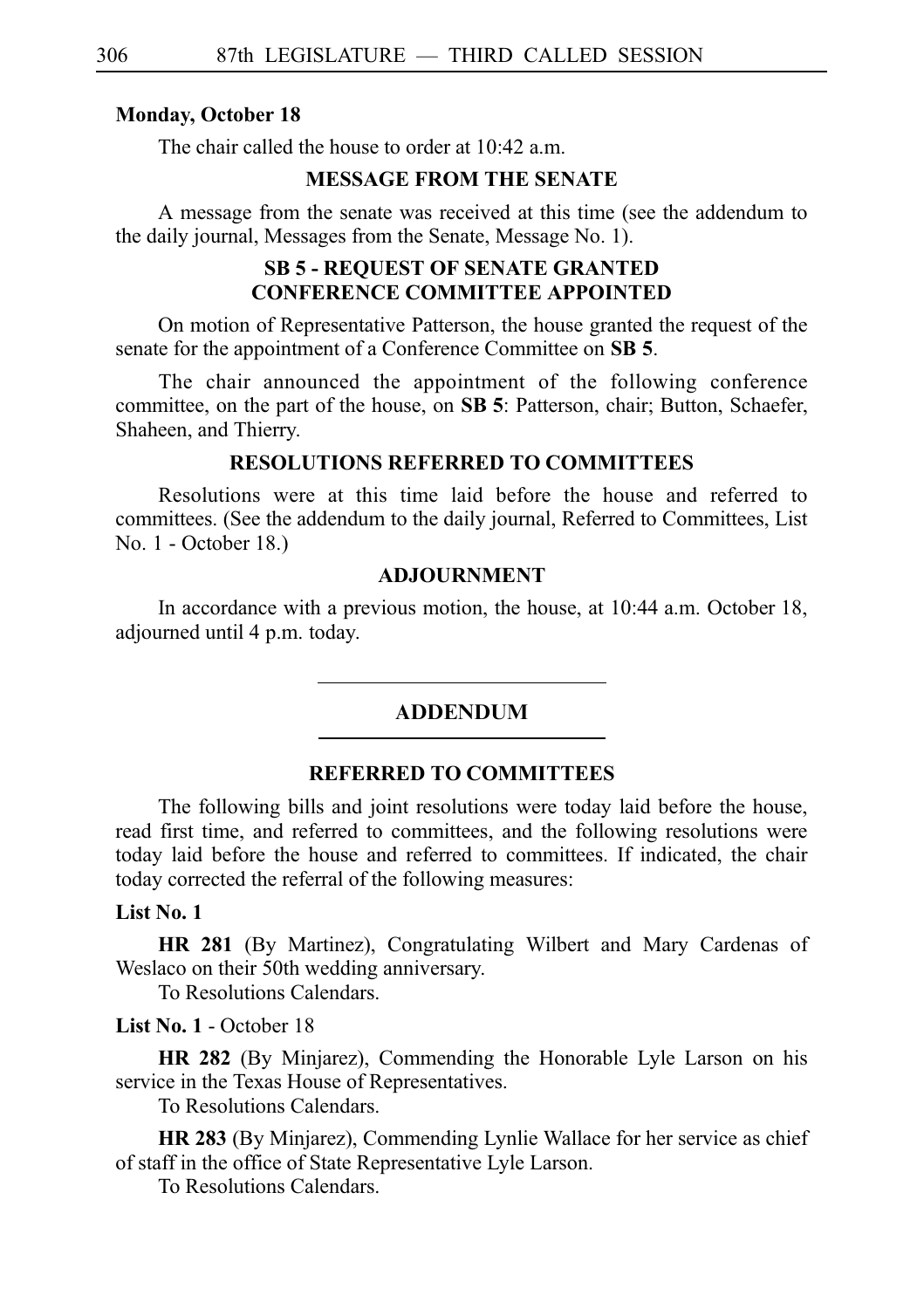**Monday, October 18**

The chair called the house to order at 10:42 a.m.

### MESSAGE FROM THE SENATE

A message from the senate was received at this time (see the addendum to the daily journal, Messages from the Senate, Message No. 1).

### SB 5 - REQUEST OF SENATE GRANTED CONFERENCE COMMITTEE APPOINTED

On motion of Representative Patterson, the house granted the request of the senate for the appointment of a Conference Committee on **SB 5**.

The chair announced the appointment of the following conference committee, on the part of the house, on **SB 5**: Patterson, chair; Button, Schaefer, Shaheen, and Thierry.

### RESOLUTIONS REFERRED TO COMMITTEES

Resolutions were at this time laid before the house and referred to committees. (See the addendum to the daily journal, Referred to Committees, List No. 1 - October 18.)

### ADJOURNMENT

In accordance with a previous motion, the house, at 10:44 a.m. October 18, adjourned until 4 p.m. today.

---

## ADDENDUM

---

### REFERRED TO COMMITTEES

The following bills and joint resolutions were today laid before the house, read first time, and referred to committees, and the following resolutions were today laid before the house and referred to committees. If indicated, the chair today corrected the referral of the following measures:

**List No. 1**

**HR 281** (By Martinez), Congratulating Wilbert and Mary Cardenas of Weslaco on their 50th wedding anniversary.
To Resolutions Calendars.

**List No. 1** - October 18

**HR 282** (By Minjarez), Commending the Honorable Lyle Larson on his service in the Texas House of Representatives.
To Resolutions Calendars.

**HR 283** (By Minjarez), Commending Lynlie Wallace for her service as chief of staff in the office of State Representative Lyle Larson.
To Resolutions Calendars.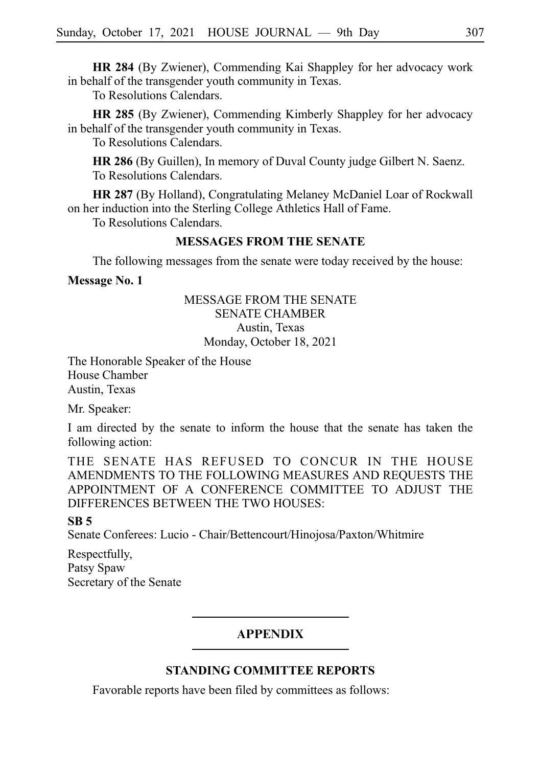**HR 284** (By Zwiener), Commending Kai Shappley for her advocacy work in behalf of the transgender youth community in Texas.

To Resolutions Calendars.

**HR 285** (By Zwiener), Commending Kimberly Shappley for her advocacy in behalf of the transgender youth community in Texas.

To Resolutions Calendars.

**HR 286** (By Guillen), In memory of Duval County judge Gilbert N. Saenz.

To Resolutions Calendars.

**HR 287** (By Holland), Congratulating Melaney McDaniel Loar of Rockwall on her induction into the Sterling College Athletics Hall of Fame.

To Resolutions Calendars.

## MESSAGES FROM THE SENATE

The following messages from the senate were today received by the house:

**Message No. 1**

MESSAGE FROM THE SENATE
SENATE CHAMBER
Austin, Texas
Monday, October 18, 2021

The Honorable Speaker of the House
House Chamber
Austin, Texas

Mr. Speaker:

I am directed by the senate to inform the house that the senate has taken the following action:

THE SENATE HAS REFUSED TO CONCUR IN THE HOUSE AMENDMENTS TO THE FOLLOWING MEASURES AND REQUESTS THE APPOINTMENT OF A CONFERENCE COMMITTEE TO ADJUST THE DIFFERENCES BETWEEN THE TWO HOUSES:

**SB 5**

Senate Conferees: Lucio - Chair/Bettencourt/Hinojosa/Paxton/Whitmire

Respectfully,
Patsy Spaw
Secretary of the Senate

## APPENDIX

## STANDING COMMITTEE REPORTS

Favorable reports have been filed by committees as follows: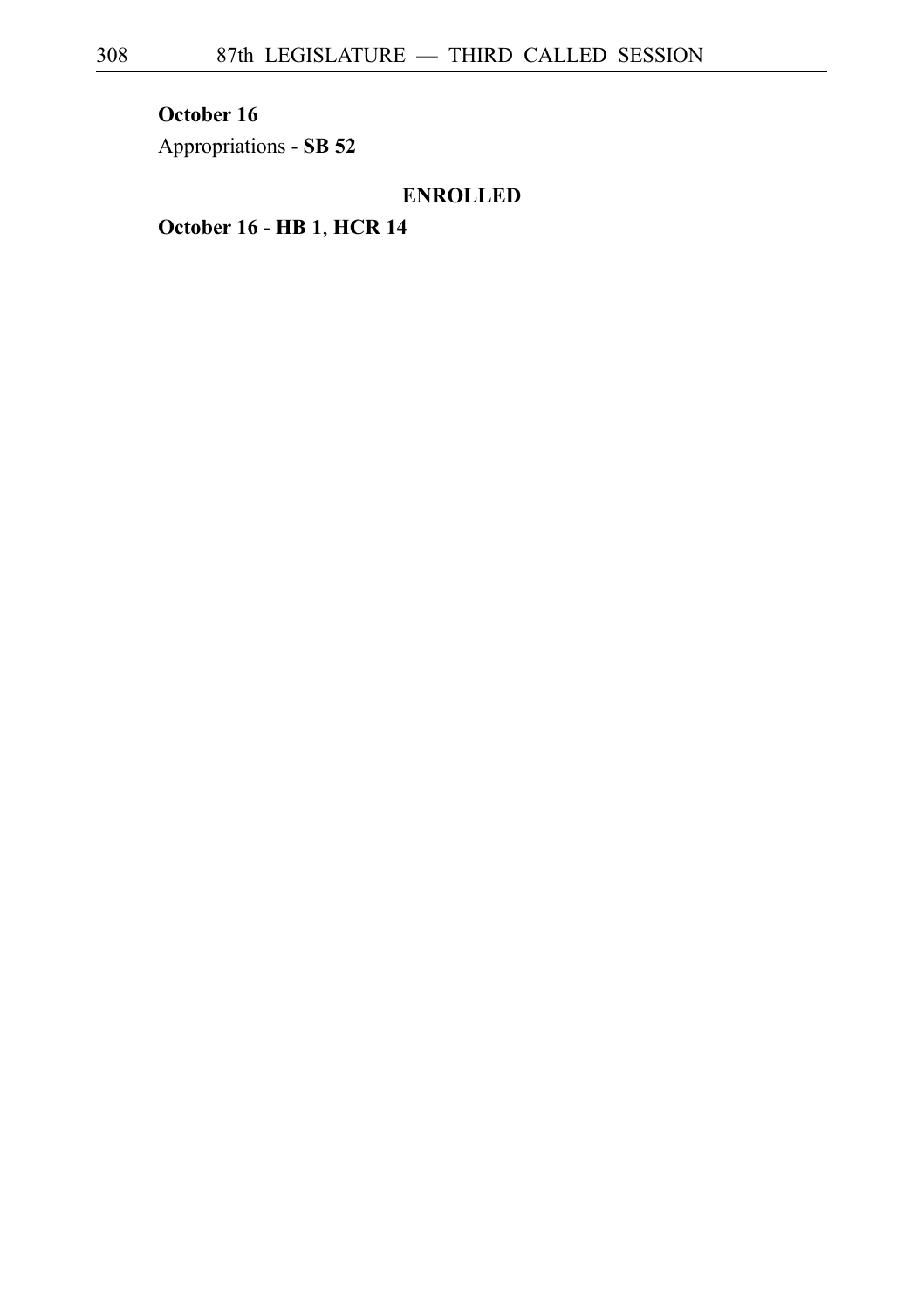**October 16**

Appropriations - **SB 52**

## ENROLLED

**October 16** - **HB 1**, **HCR 14**